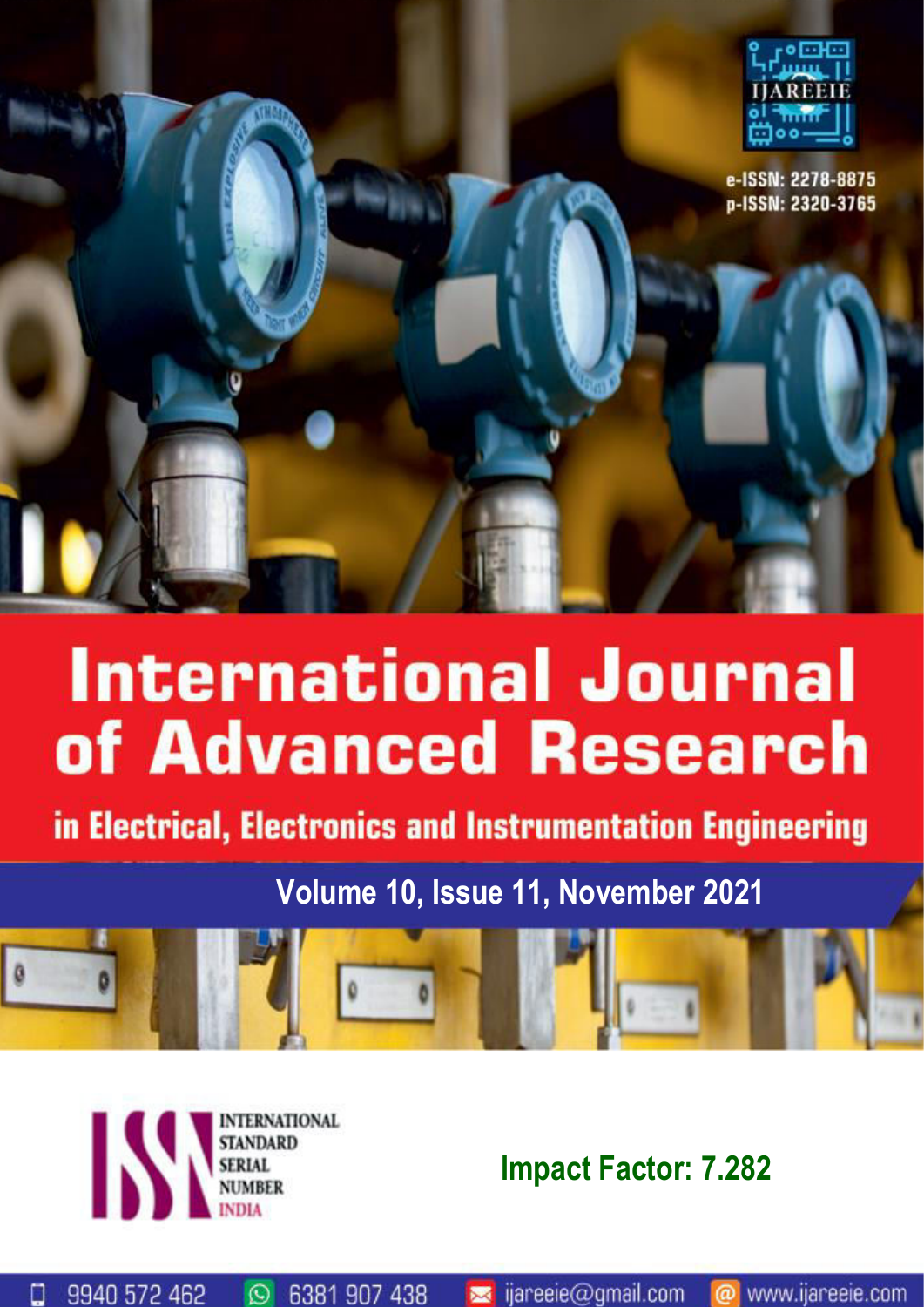IJAREEIE

e-ISSN: 2278-8875
p-ISSN: 2320-3765

# International Journal of Advanced Research

## in Electrical, Electronics and Instrumentation Engineering

Volume 10, Issue 11, November 2021

INTERNATIONAL STANDARD SERIAL NUMBER INDIA

**Impact Factor: 7.282**

9940 572 462 | 6381 907 438 | ijareeie@gmail.com | www.ijareeie.com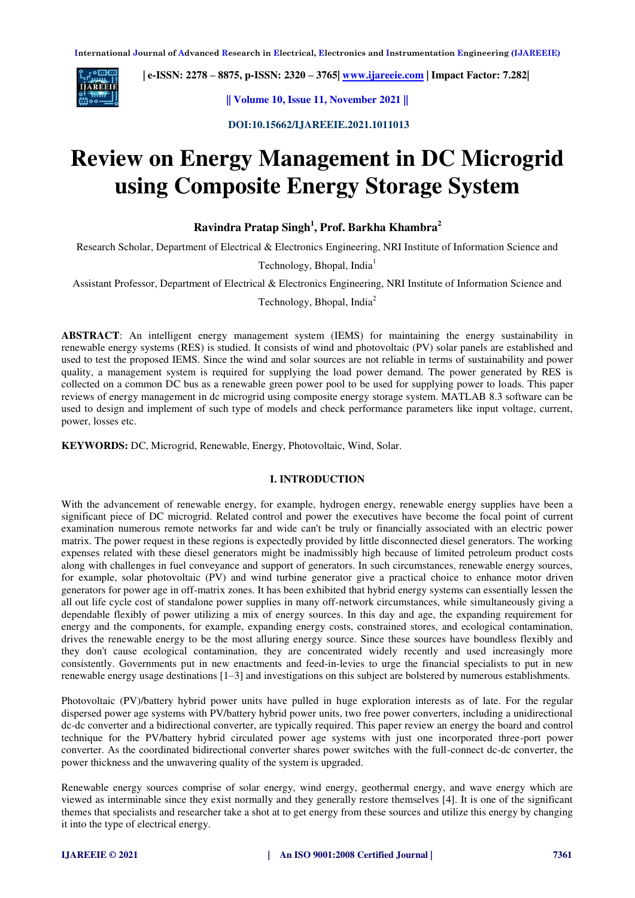# Review on Energy Management in DC Microgrid using Composite Energy Storage System

**Ravindra Pratap Singh[1], Prof. Barkha Khambra[2]**

Research Scholar, Department of Electrical & Electronics Engineering, NRI Institute of Information Science and Technology, Bhopal, India[1]

Assistant Professor, Department of Electrical & Electronics Engineering, NRI Institute of Information Science and Technology, Bhopal, India[2]

**ABSTRACT**: An intelligent energy management system (IEMS) for maintaining the energy sustainability in renewable energy systems (RES) is studied. It consists of wind and photovoltaic (PV) solar panels are established and used to test the proposed IEMS. Since the wind and solar sources are not reliable in terms of sustainability and power quality, a management system is required for supplying the load power demand. The power generated by RES is collected on a common DC bus as a renewable green power pool to be used for supplying power to loads. This paper reviews of energy management in dc microgrid using composite energy storage system. MATLAB 8.3 software can be used to design and implement of such type of models and check performance parameters like input voltage, current, power, losses etc.

**KEYWORDS:** DC, Microgrid, Renewable, Energy, Photovoltaic, Wind, Solar.

## I. INTRODUCTION

With the advancement of renewable energy, for example, hydrogen energy, renewable energy supplies have been a significant piece of DC microgrid. Related control and power the executives have become the focal point of current examination numerous remote networks far and wide can't be truly or financially associated with an electric power matrix. The power request in these regions is expectedly provided by little disconnected diesel generators. The working expenses related with these diesel generators might be inadmissibly high because of limited petroleum product costs along with challenges in fuel conveyance and support of generators. In such circumstances, renewable energy sources, for example, solar photovoltaic (PV) and wind turbine generator give a practical choice to enhance motor driven generators for power age in off-matrix zones. It has been exhibited that hybrid energy systems can essentially lessen the all out life cycle cost of standalone power supplies in many off-network circumstances, while simultaneously giving a dependable flexibly of power utilizing a mix of energy sources. In this day and age, the expanding requirement for energy and the components, for example, expanding energy costs, constrained stores, and ecological contamination, drives the renewable energy to be the most alluring energy source. Since these sources have boundless flexibly and they don't cause ecological contamination, they are concentrated widely recently and used increasingly more consistently. Governments put in new enactments and feed-in-levies to urge the financial specialists to put in new renewable energy usage destinations [1–3] and investigations on this subject are bolstered by numerous establishments.

Photovoltaic (PV)/battery hybrid power units have pulled in huge exploration interests as of late. For the regular dispersed power age systems with PV/battery hybrid power units, two free power converters, including a unidirectional dc-dc converter and a bidirectional converter, are typically required. This paper review an energy the board and control technique for the PV/battery hybrid circulated power age systems with just one incorporated three-port power converter. As the coordinated bidirectional converter shares power switches with the full-connect dc-dc converter, the power thickness and the unwavering quality of the system is upgraded.

Renewable energy sources comprise of solar energy, wind energy, geothermal energy, and wave energy which are viewed as interminable since they exist normally and they generally restore themselves [4]. It is one of the significant themes that specialists and researcher take a shot at to get energy from these sources and utilize this energy by changing it into the type of electrical energy.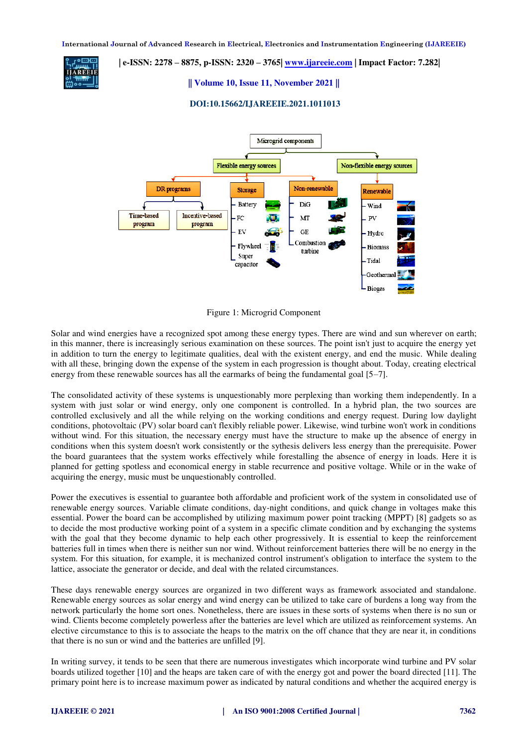Microgrid components

Flexible energy sources

Non-flexible energy sources

DR programs

Time-based program

Incentive-based program

Storage

Battery

FC

EV

Flywheel

Super capacitor

Non-renewable

DiG

MT

GE

Combustion turbine

Renewable

Wind

PV

Hydro

Biomass

Tidal

Geothermal

Biogas

Figure 1: Microgrid Component

Solar and wind energies have a recognized spot among these energy types. There are wind and sun wherever on earth; in this manner, there is increasingly serious examination on these sources. The point isn't just to acquire the energy yet in addition to turn the energy to legitimate qualities, deal with the existent energy, and end the music. While dealing with all these, bringing down the expense of the system in each progression is thought about. Today, creating electrical energy from these renewable sources has all the earmarks of being the fundamental goal [5–7].

The consolidated activity of these systems is unquestionably more perplexing than working them independently. In a system with just solar or wind energy, only one component is controlled. In a hybrid plan, the two sources are controlled exclusively and all the while relying on the working conditions and energy request. During low daylight conditions, photovoltaic (PV) solar board can't flexibly reliable power. Likewise, wind turbine won't work in conditions without wind. For this situation, the necessary energy must have the structure to make up the absence of energy in conditions when this system doesn't work consistently or the sythesis delivers less energy than the prerequisite. Power the board guarantees that the system works effectively while forestalling the absence of energy in loads. Here it is planned for getting spotless and economical energy in stable recurrence and positive voltage. While or in the wake of acquiring the energy, music must be unquestionably controlled.

Power the executives is essential to guarantee both affordable and proficient work of the system in consolidated use of renewable energy sources. Variable climate conditions, day-night conditions, and quick change in voltages make this essential. Power the board can be accomplished by utilizing maximum power point tracking (MPPT) [8] gadgets so as to decide the most productive working point of a system in a specific climate condition and by exchanging the systems with the goal that they become dynamic to help each other progressively. It is essential to keep the reinforcement batteries full in times when there is neither sun nor wind. Without reinforcement batteries there will be no energy in the system. For this situation, for example, it is mechanized control instrument's obligation to interface the system to the lattice, associate the generator or decide, and deal with the related circumstances.

These days renewable energy sources are organized in two different ways as framework associated and standalone. Renewable energy sources as solar energy and wind energy can be utilized to take care of burdens a long way from the network particularly the home sort ones. Nonetheless, there are issues in these sorts of systems when there is no sun or wind. Clients become completely powerless after the batteries are level which are utilized as reinforcement systems. An elective circumstance to this is to associate the heaps to the matrix on the off chance that they are near it, in conditions that there is no sun or wind and the batteries are unfilled [9].

In writing survey, it tends to be seen that there are numerous investigates which incorporate wind turbine and PV solar boards utilized together [10] and the heaps are taken care of with the energy got and power the board directed [11]. The primary point here is to increase maximum power as indicated by natural conditions and whether the acquired energy is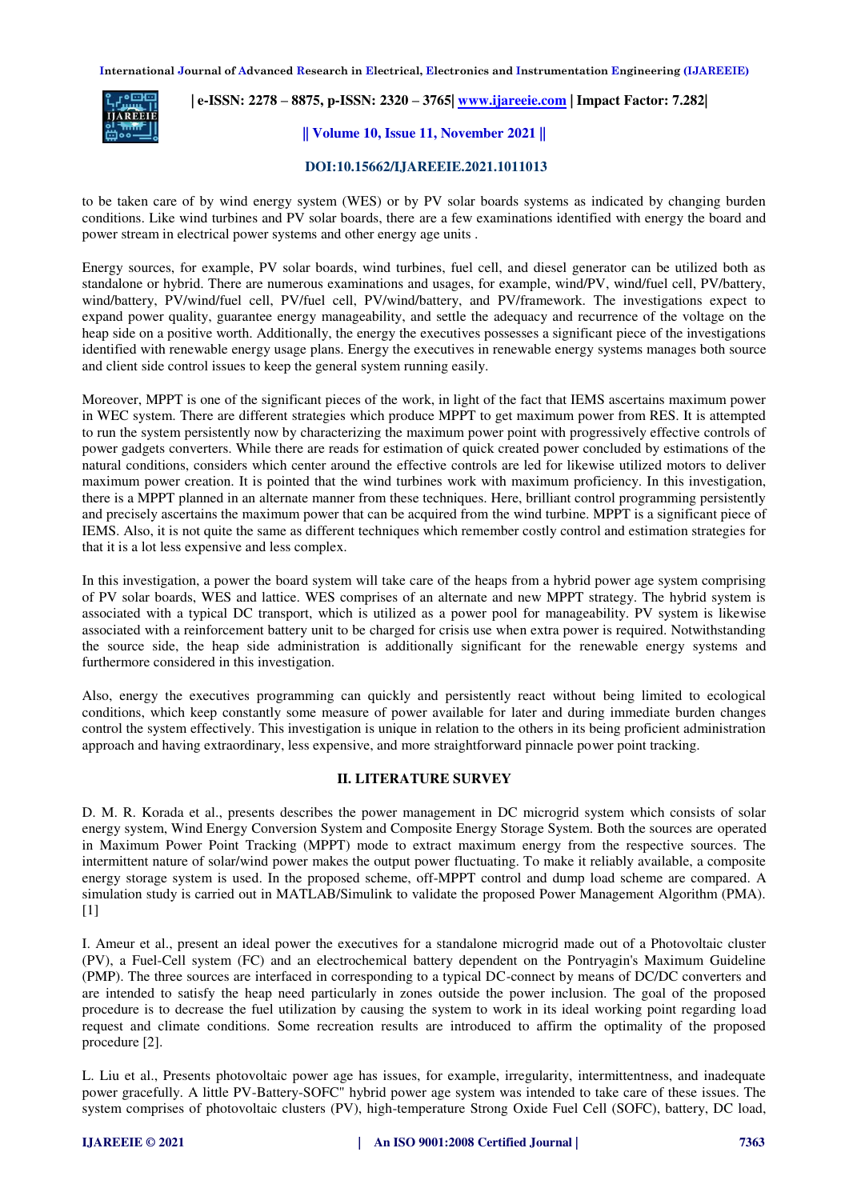to be taken care of by wind energy system (WES) or by PV solar boards systems as indicated by changing burden conditions. Like wind turbines and PV solar boards, there are a few examinations identified with energy the board and power stream in electrical power systems and other energy age units .

Energy sources, for example, PV solar boards, wind turbines, fuel cell, and diesel generator can be utilized both as standalone or hybrid. There are numerous examinations and usages, for example, wind/PV, wind/fuel cell, PV/battery, wind/battery, PV/wind/fuel cell, PV/fuel cell, PV/wind/battery, and PV/framework. The investigations expect to expand power quality, guarantee energy manageability, and settle the adequacy and recurrence of the voltage on the heap side on a positive worth. Additionally, the energy the executives possesses a significant piece of the investigations identified with renewable energy usage plans. Energy the executives in renewable energy systems manages both source and client side control issues to keep the general system running easily.

Moreover, MPPT is one of the significant pieces of the work, in light of the fact that IEMS ascertains maximum power in WEC system. There are different strategies which produce MPPT to get maximum power from RES. It is attempted to run the system persistently now by characterizing the maximum power point with progressively effective controls of power gadgets converters. While there are reads for estimation of quick created power concluded by estimations of the natural conditions, considers which center around the effective controls are led for likewise utilized motors to deliver maximum power creation. It is pointed that the wind turbines work with maximum proficiency. In this investigation, there is a MPPT planned in an alternate manner from these techniques. Here, brilliant control programming persistently and precisely ascertains the maximum power that can be acquired from the wind turbine. MPPT is a significant piece of IEMS. Also, it is not quite the same as different techniques which remember costly control and estimation strategies for that it is a lot less expensive and less complex.

In this investigation, a power the board system will take care of the heaps from a hybrid power age system comprising of PV solar boards, WES and lattice. WES comprises of an alternate and new MPPT strategy. The hybrid system is associated with a typical DC transport, which is utilized as a power pool for manageability. PV system is likewise associated with a reinforcement battery unit to be charged for crisis use when extra power is required. Notwithstanding the source side, the heap side administration is additionally significant for the renewable energy systems and furthermore considered in this investigation.

Also, energy the executives programming can quickly and persistently react without being limited to ecological conditions, which keep constantly some measure of power available for later and during immediate burden changes control the system effectively. This investigation is unique in relation to the others in its being proficient administration approach and having extraordinary, less expensive, and more straightforward pinnacle power point tracking.

## II. LITERATURE SURVEY

D. M. R. Korada et al., presents describes the power management in DC microgrid system which consists of solar energy system, Wind Energy Conversion System and Composite Energy Storage System. Both the sources are operated in Maximum Power Point Tracking (MPPT) mode to extract maximum energy from the respective sources. The intermittent nature of solar/wind power makes the output power fluctuating. To make it reliably available, a composite energy storage system is used. In the proposed scheme, off-MPPT control and dump load scheme are compared. A simulation study is carried out in MATLAB/Simulink to validate the proposed Power Management Algorithm (PMA). [1]

I. Ameur et al., present an ideal power the executives for a standalone microgrid made out of a Photovoltaic cluster (PV), a Fuel-Cell system (FC) and an electrochemical battery dependent on the Pontryagin's Maximum Guideline (PMP). The three sources are interfaced in corresponding to a typical DC-connect by means of DC/DC converters and are intended to satisfy the heap need particularly in zones outside the power inclusion. The goal of the proposed procedure is to decrease the fuel utilization by causing the system to work in its ideal working point regarding load request and climate conditions. Some recreation results are introduced to affirm the optimality of the proposed procedure [2].

L. Liu et al., Presents photovoltaic power age has issues, for example, irregularity, intermittentness, and inadequate power gracefully. A little PV-Battery-SOFC" hybrid power age system was intended to take care of these issues. The system comprises of photovoltaic clusters (PV), high-temperature Strong Oxide Fuel Cell (SOFC), battery, DC load,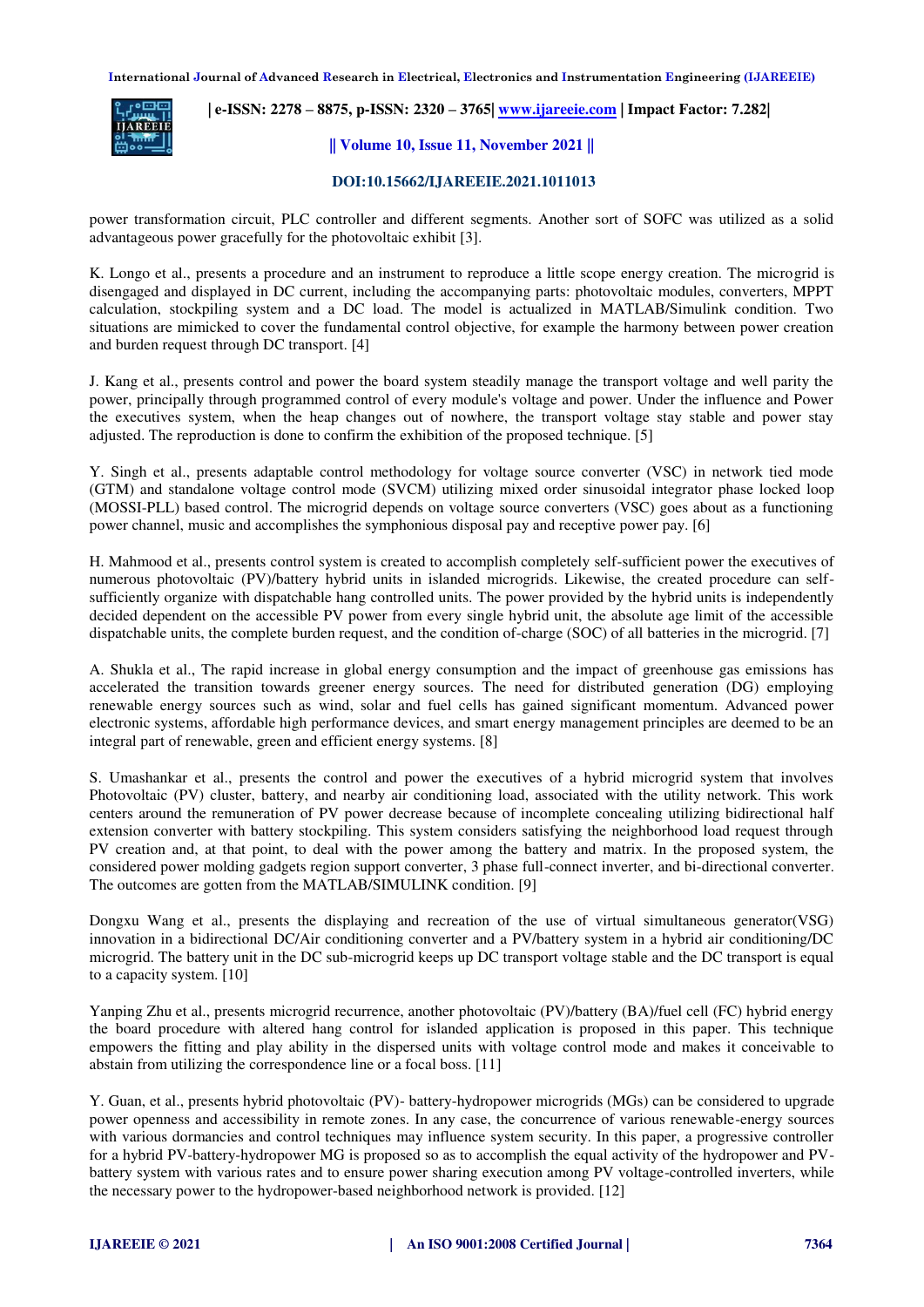power transformation circuit, PLC controller and different segments. Another sort of SOFC was utilized as a solid advantageous power gracefully for the photovoltaic exhibit [3].

K. Longo et al., presents a procedure and an instrument to reproduce a little scope energy creation. The microgrid is disengaged and displayed in DC current, including the accompanying parts: photovoltaic modules, converters, MPPT calculation, stockpiling system and a DC load. The model is actualized in MATLAB/Simulink condition. Two situations are mimicked to cover the fundamental control objective, for example the harmony between power creation and burden request through DC transport. [4]

J. Kang et al., presents control and power the board system steadily manage the transport voltage and well parity the power, principally through programmed control of every module's voltage and power. Under the influence and Power the executives system, when the heap changes out of nowhere, the transport voltage stay stable and power stay adjusted. The reproduction is done to confirm the exhibition of the proposed technique. [5]

Y. Singh et al., presents adaptable control methodology for voltage source converter (VSC) in network tied mode (GTM) and standalone voltage control mode (SVCM) utilizing mixed order sinusoidal integrator phase locked loop (MOSSI-PLL) based control. The microgrid depends on voltage source converters (VSC) goes about as a functioning power channel, music and accomplishes the symphonious disposal pay and receptive power pay. [6]

H. Mahmood et al., presents control system is created to accomplish completely self-sufficient power the executives of numerous photovoltaic (PV)/battery hybrid units in islanded microgrids. Likewise, the created procedure can self-sufficiently organize with dispatchable hang controlled units. The power provided by the hybrid units is independently decided dependent on the accessible PV power from every single hybrid unit, the absolute age limit of the accessible dispatchable units, the complete burden request, and the condition of-charge (SOC) of all batteries in the microgrid. [7]

A. Shukla et al., The rapid increase in global energy consumption and the impact of greenhouse gas emissions has accelerated the transition towards greener energy sources. The need for distributed generation (DG) employing renewable energy sources such as wind, solar and fuel cells has gained significant momentum. Advanced power electronic systems, affordable high performance devices, and smart energy management principles are deemed to be an integral part of renewable, green and efficient energy systems. [8]

S. Umashankar et al., presents the control and power the executives of a hybrid microgrid system that involves Photovoltaic (PV) cluster, battery, and nearby air conditioning load, associated with the utility network. This work centers around the remuneration of PV power decrease because of incomplete concealing utilizing bidirectional half extension converter with battery stockpiling. This system considers satisfying the neighborhood load request through PV creation and, at that point, to deal with the power among the battery and matrix. In the proposed system, the considered power molding gadgets region support converter, 3 phase full-connect inverter, and bi-directional converter. The outcomes are gotten from the MATLAB/SIMULINK condition. [9]

Dongxu Wang et al., presents the displaying and recreation of the use of virtual simultaneous generator(VSG) innovation in a bidirectional DC/Air conditioning converter and a PV/battery system in a hybrid air conditioning/DC microgrid. The battery unit in the DC sub-microgrid keeps up DC transport voltage stable and the DC transport is equal to a capacity system. [10]

Yanping Zhu et al., presents microgrid recurrence, another photovoltaic (PV)/battery (BA)/fuel cell (FC) hybrid energy the board procedure with altered hang control for islanded application is proposed in this paper. This technique empowers the fitting and play ability in the dispersed units with voltage control mode and makes it conceivable to abstain from utilizing the correspondence line or a focal boss. [11]

Y. Guan, et al., presents hybrid photovoltaic (PV)- battery-hydropower microgrids (MGs) can be considered to upgrade power openness and accessibility in remote zones. In any case, the concurrence of various renewable-energy sources with various dormancies and control techniques may influence system security. In this paper, a progressive controller for a hybrid PV-battery-hydropower MG is proposed so as to accomplish the equal activity of the hydropower and PV-battery system with various rates and to ensure power sharing execution among PV voltage-controlled inverters, while the necessary power to the hydropower-based neighborhood network is provided. [12]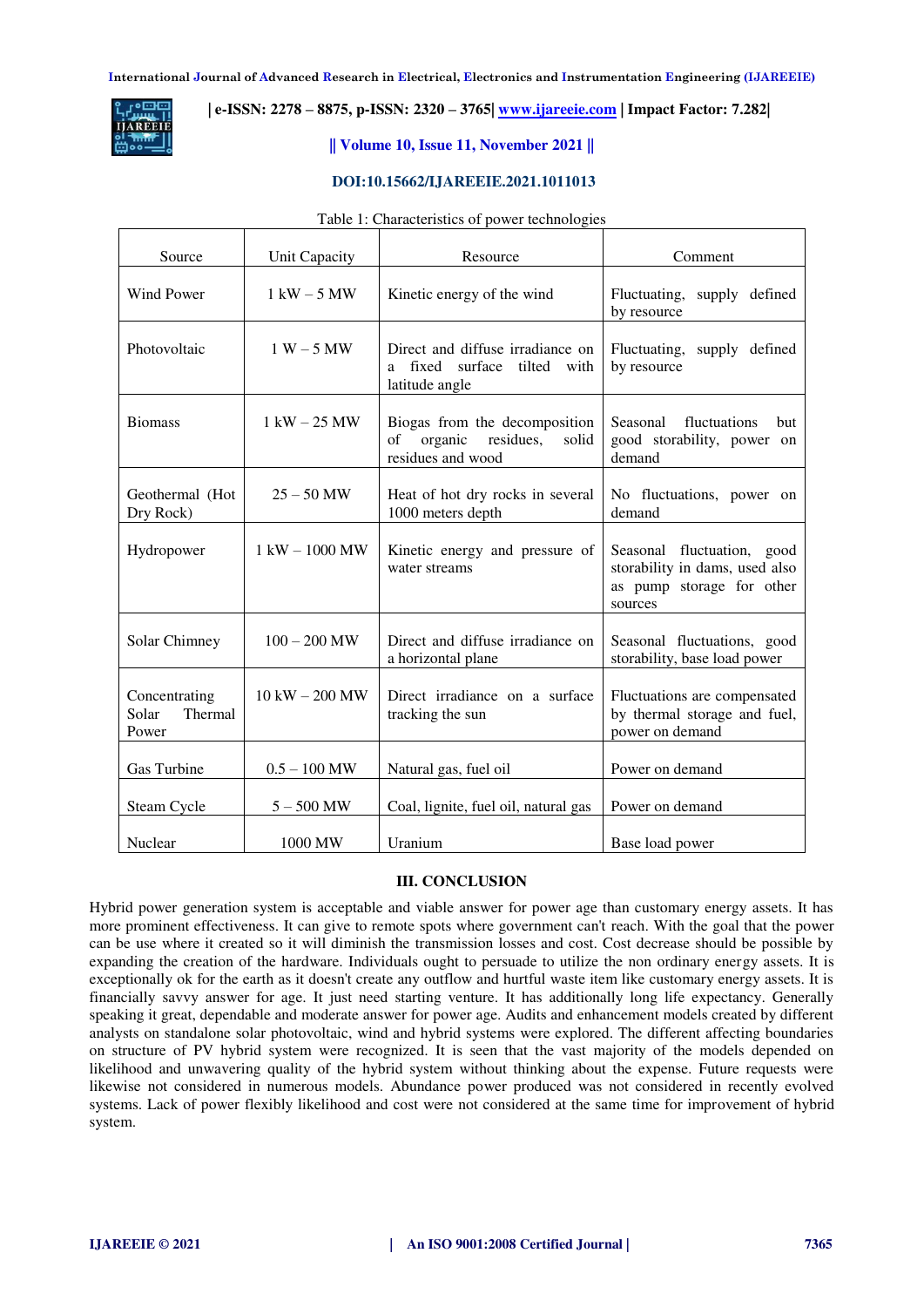Table 1: Characteristics of power technologies

| Source | Unit Capacity | Resource | Comment |
|---|---|---|---|
| Wind Power | 1 kW – 5 MW | Kinetic energy of the wind | Fluctuating, supply defined by resource |
| Photovoltaic | 1 W – 5 MW | Direct and diffuse irradiance on a fixed surface tilted with latitude angle | Fluctuating, supply defined by resource |
| Biomass | 1 kW – 25 MW | Biogas from the decomposition of organic residues, solid residues and wood | Seasonal fluctuations but good storability, power on demand |
| Geothermal (Hot Dry Rock) | 25 – 50 MW | Heat of hot dry rocks in several 1000 meters depth | No fluctuations, power on demand |
| Hydropower | 1 kW – 1000 MW | Kinetic energy and pressure of water streams | Seasonal fluctuation, good storability in dams, used also as pump storage for other sources |
| Solar Chimney | 100 – 200 MW | Direct and diffuse irradiance on a horizontal plane | Seasonal fluctuations, good storability, base load power |
| Concentrating Solar Thermal Power | 10 kW – 200 MW | Direct irradiance on a surface tracking the sun | Fluctuations are compensated by thermal storage and fuel, power on demand |
| Gas Turbine | 0.5 – 100 MW | Natural gas, fuel oil | Power on demand |
| Steam Cycle | 5 – 500 MW | Coal, lignite, fuel oil, natural gas | Power on demand |
| Nuclear | 1000 MW | Uranium | Base load power |

## III. CONCLUSION

Hybrid power generation system is acceptable and viable answer for power age than customary energy assets. It has more prominent effectiveness. It can give to remote spots where government can't reach. With the goal that the power can be use where it created so it will diminish the transmission losses and cost. Cost decrease should be possible by expanding the creation of the hardware. Individuals ought to persuade to utilize the non ordinary energy assets. It is exceptionally ok for the earth as it doesn't create any outflow and hurtful waste item like customary energy assets. It is financially savvy answer for age. It just need starting venture. It has additionally long life expectancy. Generally speaking it great, dependable and moderate answer for power age. Audits and enhancement models created by different analysts on standalone solar photovoltaic, wind and hybrid systems were explored. The different affecting boundaries on structure of PV hybrid system were recognized. It is seen that the vast majority of the models depended on likelihood and unwavering quality of the hybrid system without thinking about the expense. Future requests were likewise not considered in numerous models. Abundance power produced was not considered in recently evolved systems. Lack of power flexibly likelihood and cost were not considered at the same time for improvement of hybrid system.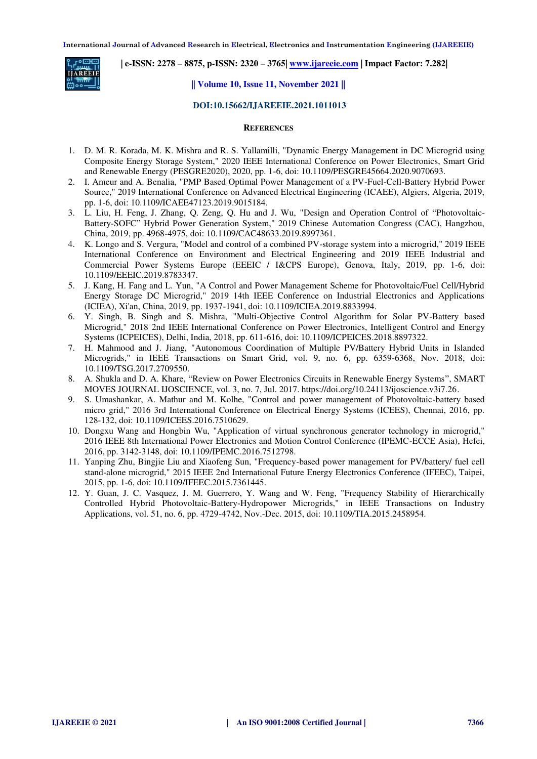## REFERENCES

1. D. M. R. Korada, M. K. Mishra and R. S. Yallamilli, "Dynamic Energy Management in DC Microgrid using Composite Energy Storage System," 2020 IEEE International Conference on Power Electronics, Smart Grid and Renewable Energy (PESGRE2020), 2020, pp. 1-6, doi: 10.1109/PESGRE45664.2020.9070693.
2. I. Ameur and A. Benalia, "PMP Based Optimal Power Management of a PV-Fuel-Cell-Battery Hybrid Power Source," 2019 International Conference on Advanced Electrical Engineering (ICAEE), Algiers, Algeria, 2019, pp. 1-6, doi: 10.1109/ICAEE47123.2019.9015184.
3. L. Liu, H. Feng, J. Zhang, Q. Zeng, Q. Hu and J. Wu, "Design and Operation Control of "Photovoltaic-Battery-SOFC" Hybrid Power Generation System," 2019 Chinese Automation Congress (CAC), Hangzhou, China, 2019, pp. 4968-4975, doi: 10.1109/CAC48633.2019.8997361.
4. K. Longo and S. Vergura, "Model and control of a combined PV-storage system into a microgrid," 2019 IEEE International Conference on Environment and Electrical Engineering and 2019 IEEE Industrial and Commercial Power Systems Europe (EEEIC / I&CPS Europe), Genova, Italy, 2019, pp. 1-6, doi: 10.1109/EEEIC.2019.8783347.
5. J. Kang, H. Fang and L. Yun, "A Control and Power Management Scheme for Photovoltaic/Fuel Cell/Hybrid Energy Storage DC Microgrid," 2019 14th IEEE Conference on Industrial Electronics and Applications (ICIEA), Xi'an, China, 2019, pp. 1937-1941, doi: 10.1109/ICIEA.2019.8833994.
6. Y. Singh, B. Singh and S. Mishra, "Multi-Objective Control Algorithm for Solar PV-Battery based Microgrid," 2018 2nd IEEE International Conference on Power Electronics, Intelligent Control and Energy Systems (ICPEICES), Delhi, India, 2018, pp. 611-616, doi: 10.1109/ICPEICES.2018.8897322.
7. H. Mahmood and J. Jiang, "Autonomous Coordination of Multiple PV/Battery Hybrid Units in Islanded Microgrids," in IEEE Transactions on Smart Grid, vol. 9, no. 6, pp. 6359-6368, Nov. 2018, doi: 10.1109/TSG.2017.2709550.
8. A. Shukla and D. A. Khare, "Review on Power Electronics Circuits in Renewable Energy Systems", SMART MOVES JOURNAL IJOSCIENCE, vol. 3, no. 7, Jul. 2017. https://doi.org/10.24113/ijoscience.v3i7.26.
9. S. Umashankar, A. Mathur and M. Kolhe, "Control and power management of Photovoltaic-battery based micro grid," 2016 3rd International Conference on Electrical Energy Systems (ICEES), Chennai, 2016, pp. 128-132, doi: 10.1109/ICEES.2016.7510629.
10. Dongxu Wang and Hongbin Wu, "Application of virtual synchronous generator technology in microgrid," 2016 IEEE 8th International Power Electronics and Motion Control Conference (IPEMC-ECCE Asia), Hefei, 2016, pp. 3142-3148, doi: 10.1109/IPEMC.2016.7512798.
11. Yanping Zhu, Bingjie Liu and Xiaofeng Sun, "Frequency-based power management for PV/battery/ fuel cell stand-alone microgrid," 2015 IEEE 2nd International Future Energy Electronics Conference (IFEEC), Taipei, 2015, pp. 1-6, doi: 10.1109/IFEEC.2015.7361445.
12. Y. Guan, J. C. Vasquez, J. M. Guerrero, Y. Wang and W. Feng, "Frequency Stability of Hierarchically Controlled Hybrid Photovoltaic-Battery-Hydropower Microgrids," in IEEE Transactions on Industry Applications, vol. 51, no. 6, pp. 4729-4742, Nov.-Dec. 2015, doi: 10.1109/TIA.2015.2458954.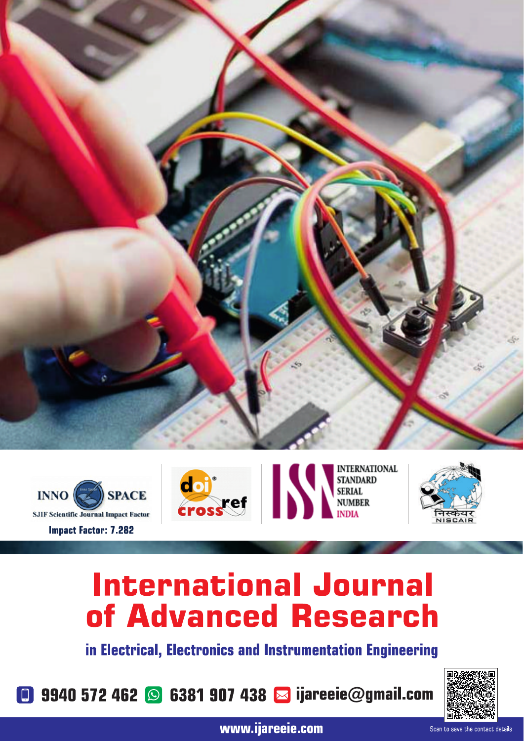INNO SPACE

SJIF Scientific Journal Impact Factor

Impact Factor: 7.282

INTERNATIONAL STANDARD SERIAL NUMBER INDIA

निस्केयर NISCAIR

# International Journal of Advanced Research

## in Electrical, Electronics and Instrumentation Engineering

9940 572 462 6381 907 438 ijareeie@gmail.com

Scan to save the contact details

www.ijareeie.com